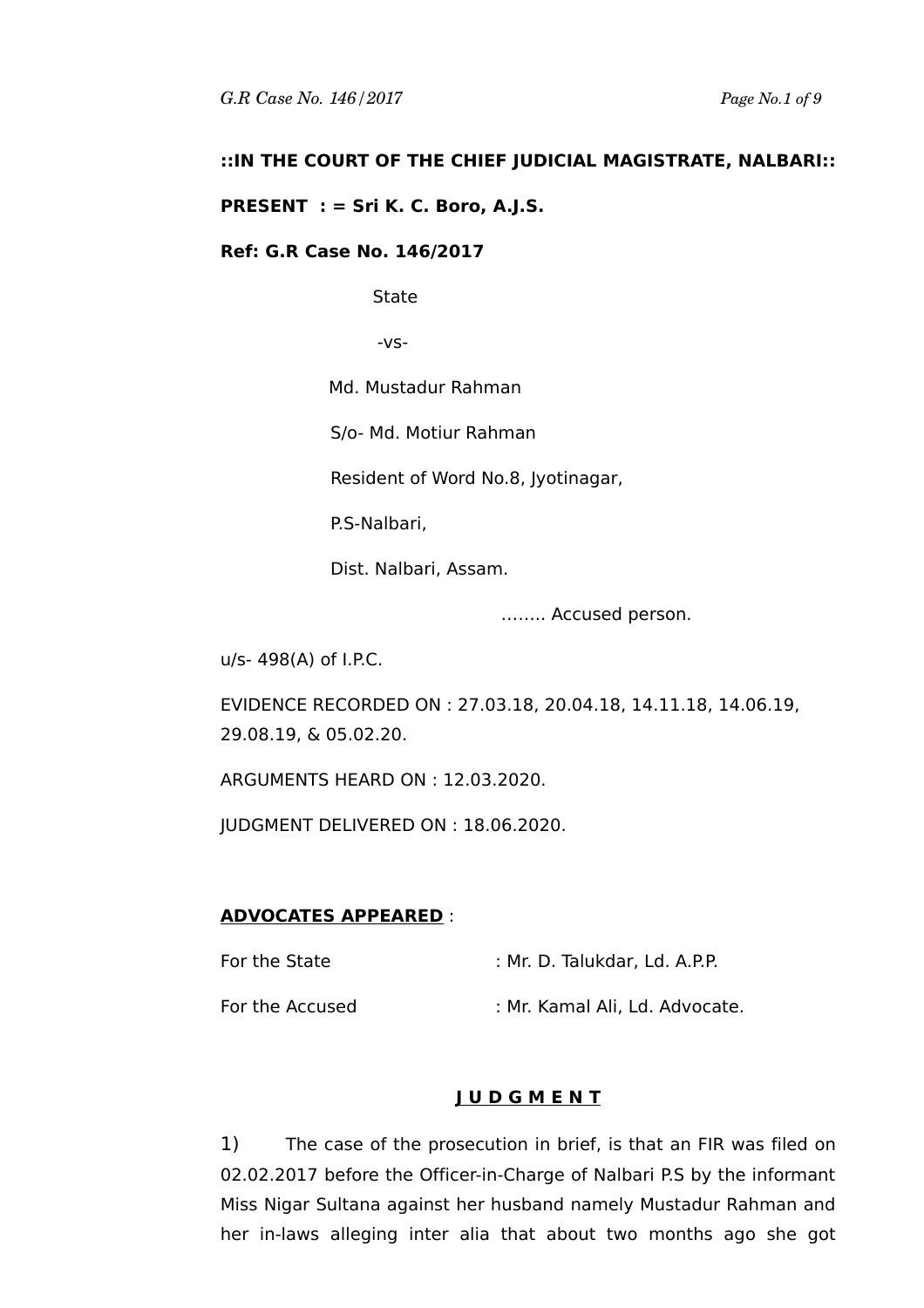**::IN THE COURT OF THE CHIEF JUDICIAL MAGISTRATE, NALBARI::**

**PRESENT : = Sri K. C. Boro, A.J.S.**

**Ref: G.R Case No. 146/2017**

State

-vs-

Md. Mustadur Rahman

S/o- Md. Motiur Rahman

Resident of Word No.8, Jyotinagar,

P.S-Nalbari,

Dist. Nalbari, Assam.

…….. Accused person.

u/s- 498(A) of I.P.C.

EVIDENCE RECORDED ON : 27.03.18, 20.04.18, 14.11.18, 14.06.19, 29.08.19, & 05.02.20.

ARGUMENTS HEARD ON : 12.03.2020.

JUDGMENT DELIVERED ON : 18.06.2020.

**ADVOCATES APPEARED** :

For the State : Mr. D. Talukdar, Ld. A.P.P.

For the Accused : Mr. Kamal Ali, Ld. Advocate.

## J U D G M E N T

1) The case of the prosecution in brief, is that an FIR was filed on 02.02.2017 before the Officer-in-Charge of Nalbari P.S by the informant Miss Nigar Sultana against her husband namely Mustadur Rahman and her in-laws alleging inter alia that about two months ago she got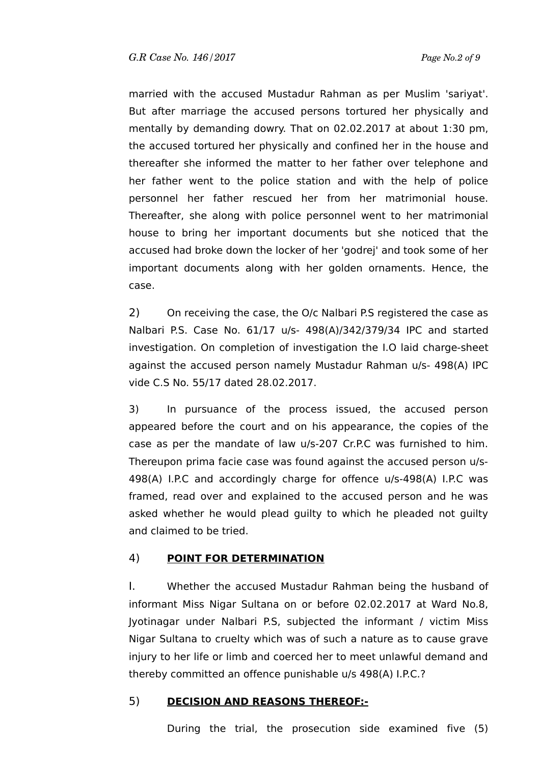married with the accused Mustadur Rahman as per Muslim 'sariyat'. But after marriage the accused persons tortured her physically and mentally by demanding dowry. That on 02.02.2017 at about 1:30 pm, the accused tortured her physically and confined her in the house and thereafter she informed the matter to her father over telephone and her father went to the police station and with the help of police personnel her father rescued her from her matrimonial house. Thereafter, she along with police personnel went to her matrimonial house to bring her important documents but she noticed that the accused had broke down the locker of her 'godrej' and took some of her important documents along with her golden ornaments. Hence, the case.

2) On receiving the case, the O/c Nalbari P.S registered the case as Nalbari P.S. Case No. 61/17 u/s- 498(A)/342/379/34 IPC and started investigation. On completion of investigation the I.O laid charge-sheet against the accused person namely Mustadur Rahman u/s- 498(A) IPC vide C.S No. 55/17 dated 28.02.2017.

3) In pursuance of the process issued, the accused person appeared before the court and on his appearance, the copies of the case as per the mandate of law u/s-207 Cr.P.C was furnished to him. Thereupon prima facie case was found against the accused person u/s-498(A) I.P.C and accordingly charge for offence u/s-498(A) I.P.C was framed, read over and explained to the accused person and he was asked whether he would plead guilty to which he pleaded not guilty and claimed to be tried.

4) **POINT FOR DETERMINATION**

I. Whether the accused Mustadur Rahman being the husband of informant Miss Nigar Sultana on or before 02.02.2017 at Ward No.8, Jyotinagar under Nalbari P.S, subjected the informant / victim Miss Nigar Sultana to cruelty which was of such a nature as to cause grave injury to her life or limb and coerced her to meet unlawful demand and thereby committed an offence punishable u/s 498(A) I.P.C.?

5) **DECISION AND REASONS THEREOF:-**

During the trial, the prosecution side examined five (5)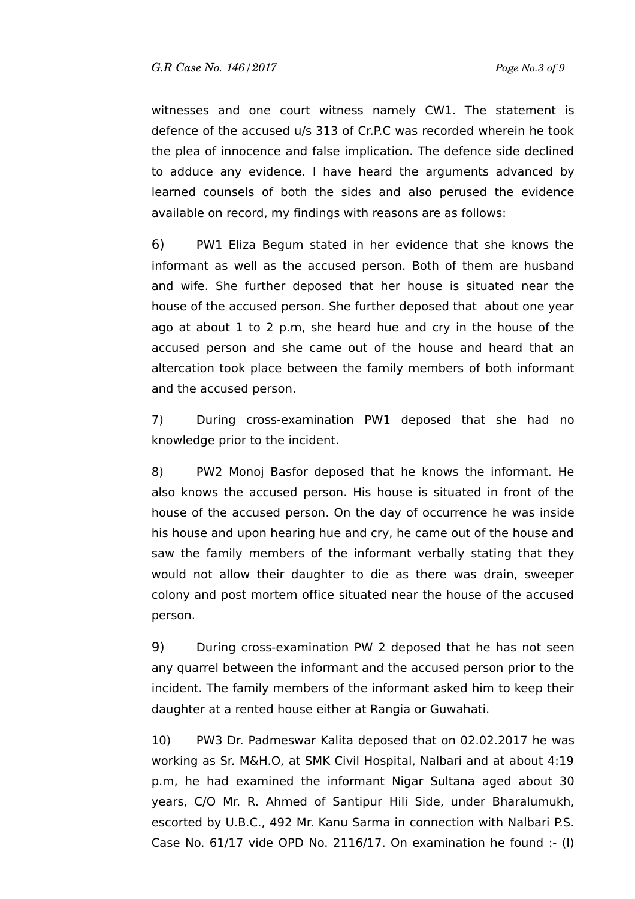witnesses and one court witness namely CW1. The statement is defence of the accused u/s 313 of Cr.P.C was recorded wherein he took the plea of innocence and false implication. The defence side declined to adduce any evidence. I have heard the arguments advanced by learned counsels of both the sides and also perused the evidence available on record, my findings with reasons are as follows:

6) PW1 Eliza Begum stated in her evidence that she knows the informant as well as the accused person. Both of them are husband and wife. She further deposed that her house is situated near the house of the accused person. She further deposed that about one year ago at about 1 to 2 p.m, she heard hue and cry in the house of the accused person and she came out of the house and heard that an altercation took place between the family members of both informant and the accused person.

7) During cross-examination PW1 deposed that she had no knowledge prior to the incident.

8) PW2 Monoj Basfor deposed that he knows the informant. He also knows the accused person. His house is situated in front of the house of the accused person. On the day of occurrence he was inside his house and upon hearing hue and cry, he came out of the house and saw the family members of the informant verbally stating that they would not allow their daughter to die as there was drain, sweeper colony and post mortem office situated near the house of the accused person.

9) During cross-examination PW 2 deposed that he has not seen any quarrel between the informant and the accused person prior to the incident. The family members of the informant asked him to keep their daughter at a rented house either at Rangia or Guwahati.

10) PW3 Dr. Padmeswar Kalita deposed that on 02.02.2017 he was working as Sr. M&H.O, at SMK Civil Hospital, Nalbari and at about 4:19 p.m, he had examined the informant Nigar Sultana aged about 30 years, C/O Mr. R. Ahmed of Santipur Hili Side, under Bharalumukh, escorted by U.B.C., 492 Mr. Kanu Sarma in connection with Nalbari P.S. Case No. 61/17 vide OPD No. 2116/17. On examination he found :- (I)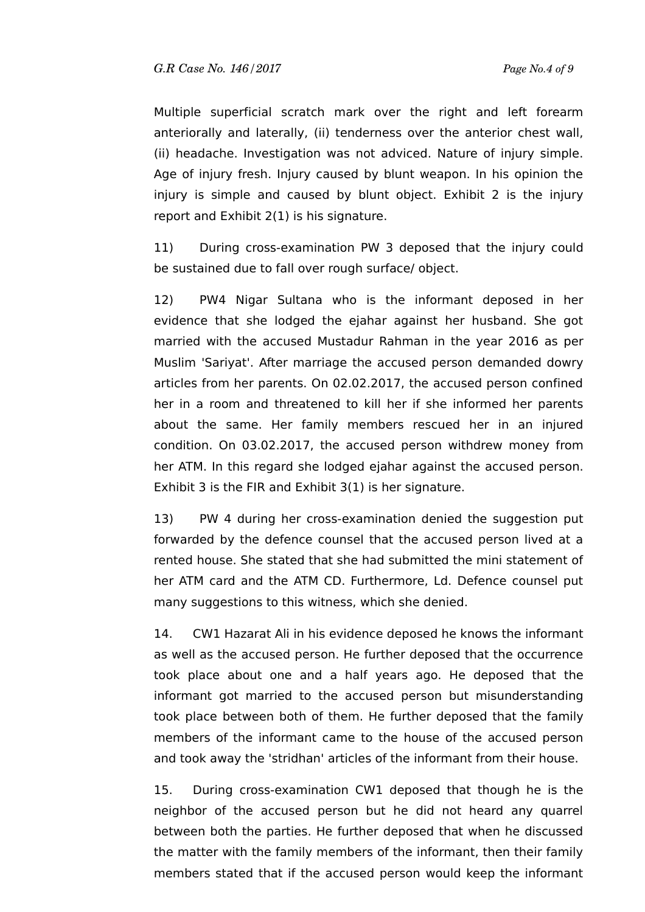Multiple superficial scratch mark over the right and left forearm anteriorally and laterally, (ii) tenderness over the anterior chest wall, (ii) headache. Investigation was not adviced. Nature of injury simple. Age of injury fresh. Injury caused by blunt weapon. In his opinion the injury is simple and caused by blunt object. Exhibit 2 is the injury report and Exhibit 2(1) is his signature.

11) During cross-examination PW 3 deposed that the injury could be sustained due to fall over rough surface/ object.

12) PW4 Nigar Sultana who is the informant deposed in her evidence that she lodged the ejahar against her husband. She got married with the accused Mustadur Rahman in the year 2016 as per Muslim 'Sariyat'. After marriage the accused person demanded dowry articles from her parents. On 02.02.2017, the accused person confined her in a room and threatened to kill her if she informed her parents about the same. Her family members rescued her in an injured condition. On 03.02.2017, the accused person withdrew money from her ATM. In this regard she lodged ejahar against the accused person. Exhibit 3 is the FIR and Exhibit 3(1) is her signature.

13) PW 4 during her cross-examination denied the suggestion put forwarded by the defence counsel that the accused person lived at a rented house. She stated that she had submitted the mini statement of her ATM card and the ATM CD. Furthermore, Ld. Defence counsel put many suggestions to this witness, which she denied.

14. CW1 Hazarat Ali in his evidence deposed he knows the informant as well as the accused person. He further deposed that the occurrence took place about one and a half years ago. He deposed that the informant got married to the accused person but misunderstanding took place between both of them. He further deposed that the family members of the informant came to the house of the accused person and took away the 'stridhan' articles of the informant from their house.

15. During cross-examination CW1 deposed that though he is the neighbor of the accused person but he did not heard any quarrel between both the parties. He further deposed that when he discussed the matter with the family members of the informant, then their family members stated that if the accused person would keep the informant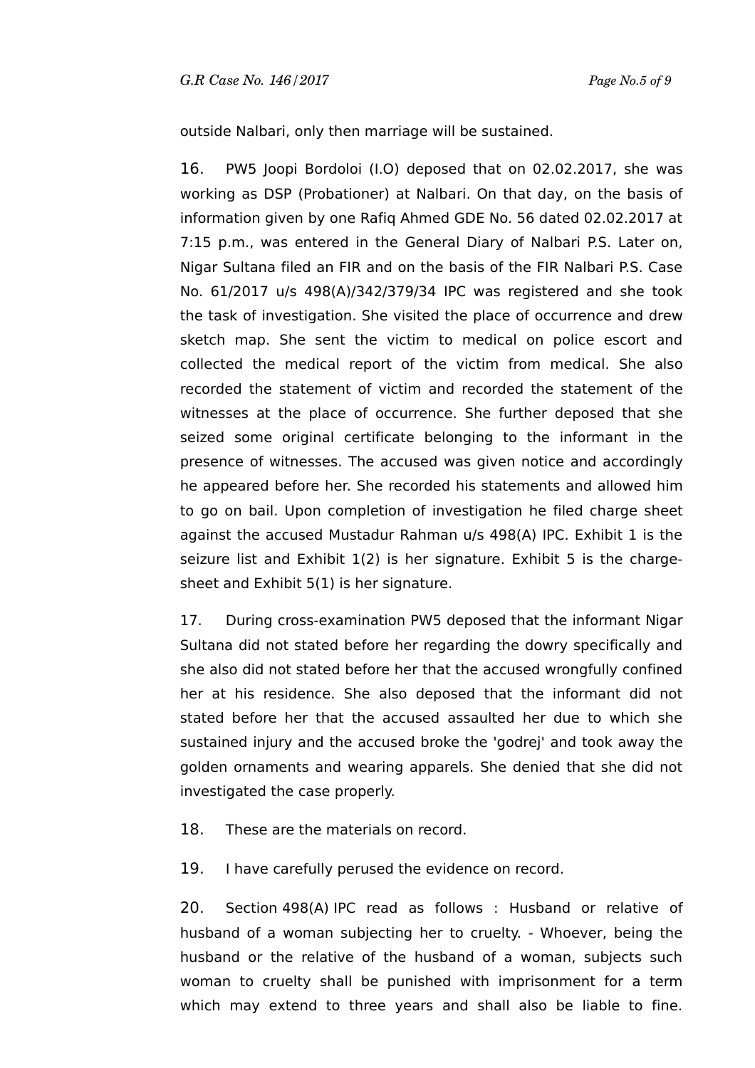outside Nalbari, only then marriage will be sustained.

16. PW5 Joopi Bordoloi (I.O) deposed that on 02.02.2017, she was working as DSP (Probationer) at Nalbari. On that day, on the basis of information given by one Rafiq Ahmed GDE No. 56 dated 02.02.2017 at 7:15 p.m., was entered in the General Diary of Nalbari P.S. Later on, Nigar Sultana filed an FIR and on the basis of the FIR Nalbari P.S. Case No. 61/2017 u/s 498(A)/342/379/34 IPC was registered and she took the task of investigation. She visited the place of occurrence and drew sketch map. She sent the victim to medical on police escort and collected the medical report of the victim from medical. She also recorded the statement of victim and recorded the statement of the witnesses at the place of occurrence. She further deposed that she seized some original certificate belonging to the informant in the presence of witnesses. The accused was given notice and accordingly he appeared before her. She recorded his statements and allowed him to go on bail. Upon completion of investigation he filed charge sheet against the accused Mustadur Rahman u/s 498(A) IPC. Exhibit 1 is the seizure list and Exhibit 1(2) is her signature. Exhibit 5 is the charge-sheet and Exhibit 5(1) is her signature.

17. During cross-examination PW5 deposed that the informant Nigar Sultana did not stated before her regarding the dowry specifically and she also did not stated before her that the accused wrongfully confined her at his residence. She also deposed that the informant did not stated before her that the accused assaulted her due to which she sustained injury and the accused broke the 'godrej' and took away the golden ornaments and wearing apparels. She denied that she did not investigated the case properly.

18. These are the materials on record.

19. I have carefully perused the evidence on record.

20. Section 498(A) IPC read as follows : Husband or relative of husband of a woman subjecting her to cruelty. - Whoever, being the husband or the relative of the husband of a woman, subjects such woman to cruelty shall be punished with imprisonment for a term which may extend to three years and shall also be liable to fine.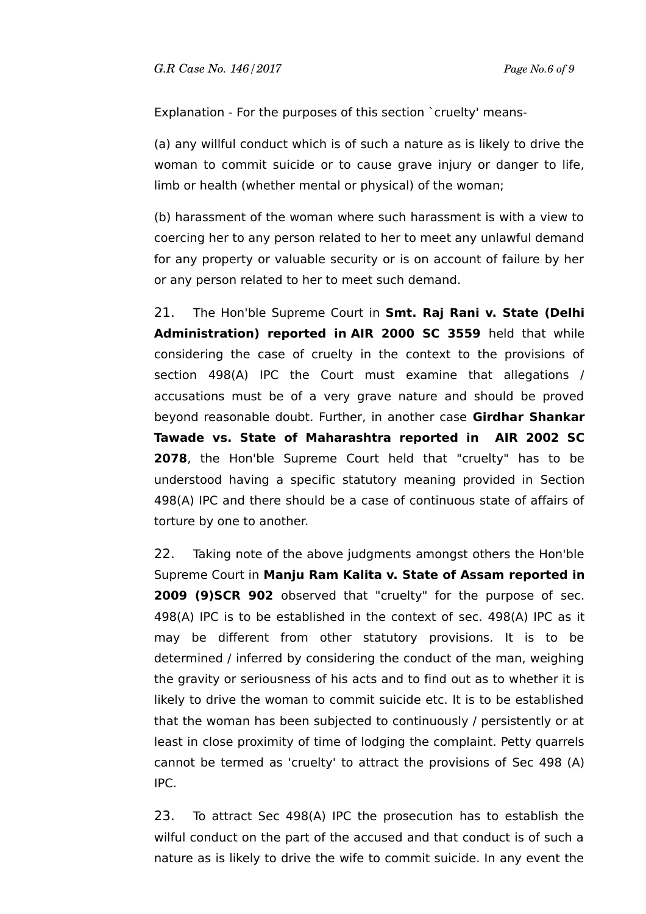Explanation - For the purposes of this section `cruelty' means-

(a) any willful conduct which is of such a nature as is likely to drive the woman to commit suicide or to cause grave injury or danger to life, limb or health (whether mental or physical) of the woman;

(b) harassment of the woman where such harassment is with a view to coercing her to any person related to her to meet any unlawful demand for any property or valuable security or is on account of failure by her or any person related to her to meet such demand.

21. The Hon'ble Supreme Court in **Smt. Raj Rani v. State (Delhi Administration) reported in AIR 2000 SC 3559** held that while considering the case of cruelty in the context to the provisions of section 498(A) IPC the Court must examine that allegations / accusations must be of a very grave nature and should be proved beyond reasonable doubt. Further, in another case **Girdhar Shankar Tawade vs. State of Maharashtra reported in AIR 2002 SC 2078**, the Hon'ble Supreme Court held that "cruelty" has to be understood having a specific statutory meaning provided in Section 498(A) IPC and there should be a case of continuous state of affairs of torture by one to another.

22. Taking note of the above judgments amongst others the Hon'ble Supreme Court in **Manju Ram Kalita v. State of Assam reported in 2009 (9)SCR 902** observed that "cruelty" for the purpose of sec. 498(A) IPC is to be established in the context of sec. 498(A) IPC as it may be different from other statutory provisions. It is to be determined / inferred by considering the conduct of the man, weighing the gravity or seriousness of his acts and to find out as to whether it is likely to drive the woman to commit suicide etc. It is to be established that the woman has been subjected to continuously / persistently or at least in close proximity of time of lodging the complaint. Petty quarrels cannot be termed as 'cruelty' to attract the provisions of Sec 498 (A) IPC.

23. To attract Sec 498(A) IPC the prosecution has to establish the wilful conduct on the part of the accused and that conduct is of such a nature as is likely to drive the wife to commit suicide. In any event the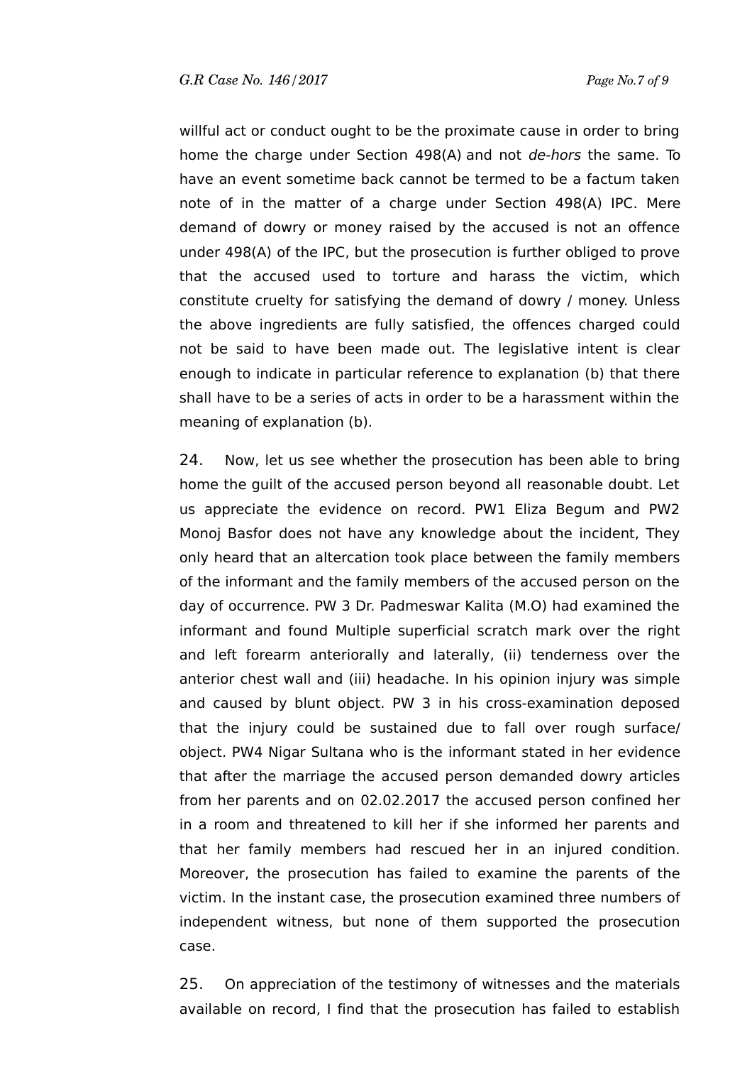willful act or conduct ought to be the proximate cause in order to bring home the charge under Section 498(A) and not *de-hors* the same. To have an event sometime back cannot be termed to be a factum taken note of in the matter of a charge under Section 498(A) IPC. Mere demand of dowry or money raised by the accused is not an offence under 498(A) of the IPC, but the prosecution is further obliged to prove that the accused used to torture and harass the victim, which constitute cruelty for satisfying the demand of dowry / money. Unless the above ingredients are fully satisfied, the offences charged could not be said to have been made out. The legislative intent is clear enough to indicate in particular reference to explanation (b) that there shall have to be a series of acts in order to be a harassment within the meaning of explanation (b).

24. Now, let us see whether the prosecution has been able to bring home the guilt of the accused person beyond all reasonable doubt. Let us appreciate the evidence on record. PW1 Eliza Begum and PW2 Monoj Basfor does not have any knowledge about the incident, They only heard that an altercation took place between the family members of the informant and the family members of the accused person on the day of occurrence. PW 3 Dr. Padmeswar Kalita (M.O) had examined the informant and found Multiple superficial scratch mark over the right and left forearm anteriorally and laterally, (ii) tenderness over the anterior chest wall and (iii) headache. In his opinion injury was simple and caused by blunt object. PW 3 in his cross-examination deposed that the injury could be sustained due to fall over rough surface/ object. PW4 Nigar Sultana who is the informant stated in her evidence that after the marriage the accused person demanded dowry articles from her parents and on 02.02.2017 the accused person confined her in a room and threatened to kill her if she informed her parents and that her family members had rescued her in an injured condition. Moreover, the prosecution has failed to examine the parents of the victim. In the instant case, the prosecution examined three numbers of independent witness, but none of them supported the prosecution case.

25. On appreciation of the testimony of witnesses and the materials available on record, I find that the prosecution has failed to establish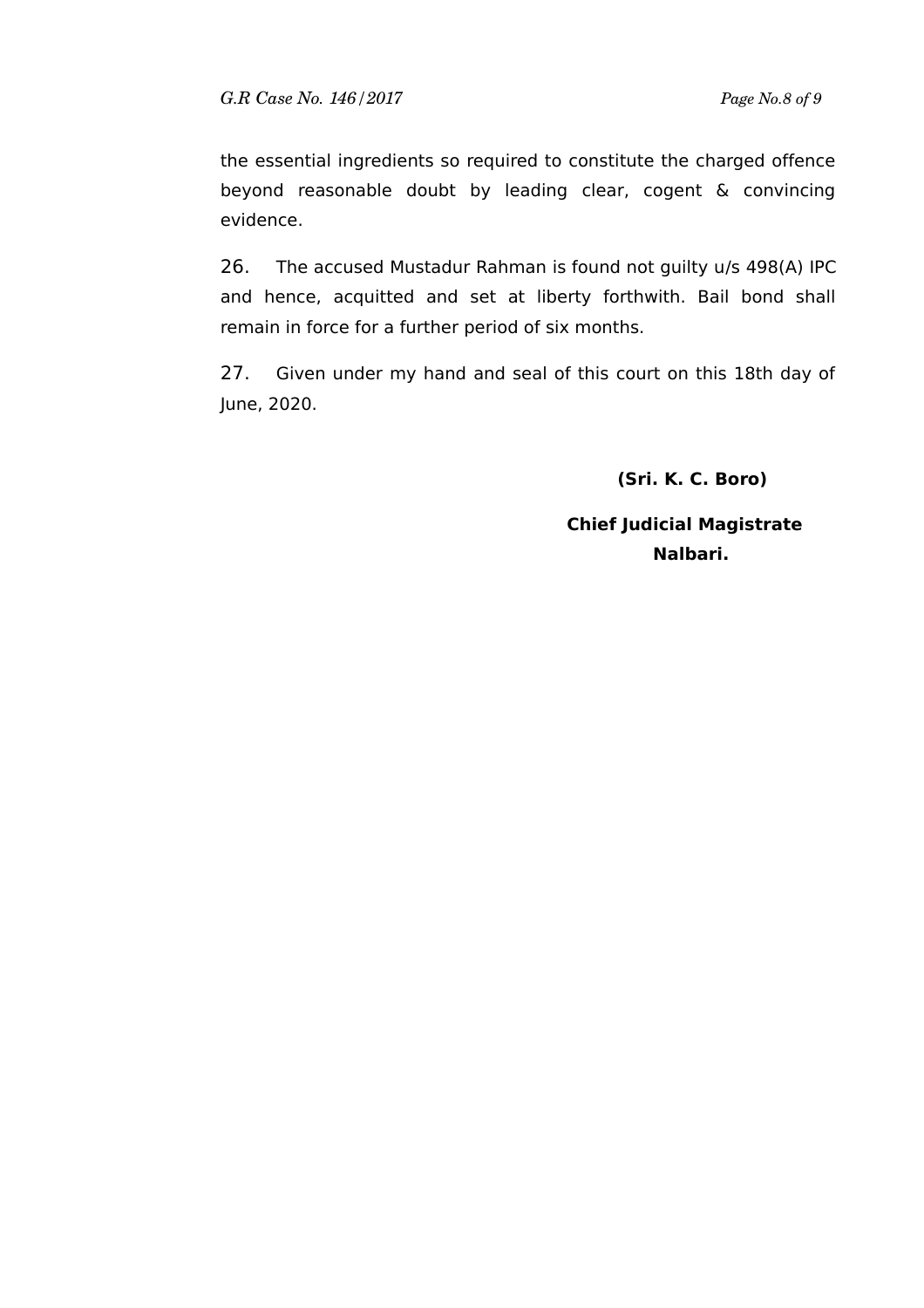the essential ingredients so required to constitute the charged offence beyond reasonable doubt by leading clear, cogent & convincing evidence.

26. The accused Mustadur Rahman is found not guilty u/s 498(A) IPC and hence, acquitted and set at liberty forthwith. Bail bond shall remain in force for a further period of six months.

27. Given under my hand and seal of this court on this 18th day of June, 2020.

**(Sri. K. C. Boro)**

**Chief Judicial Magistrate**
**Nalbari.**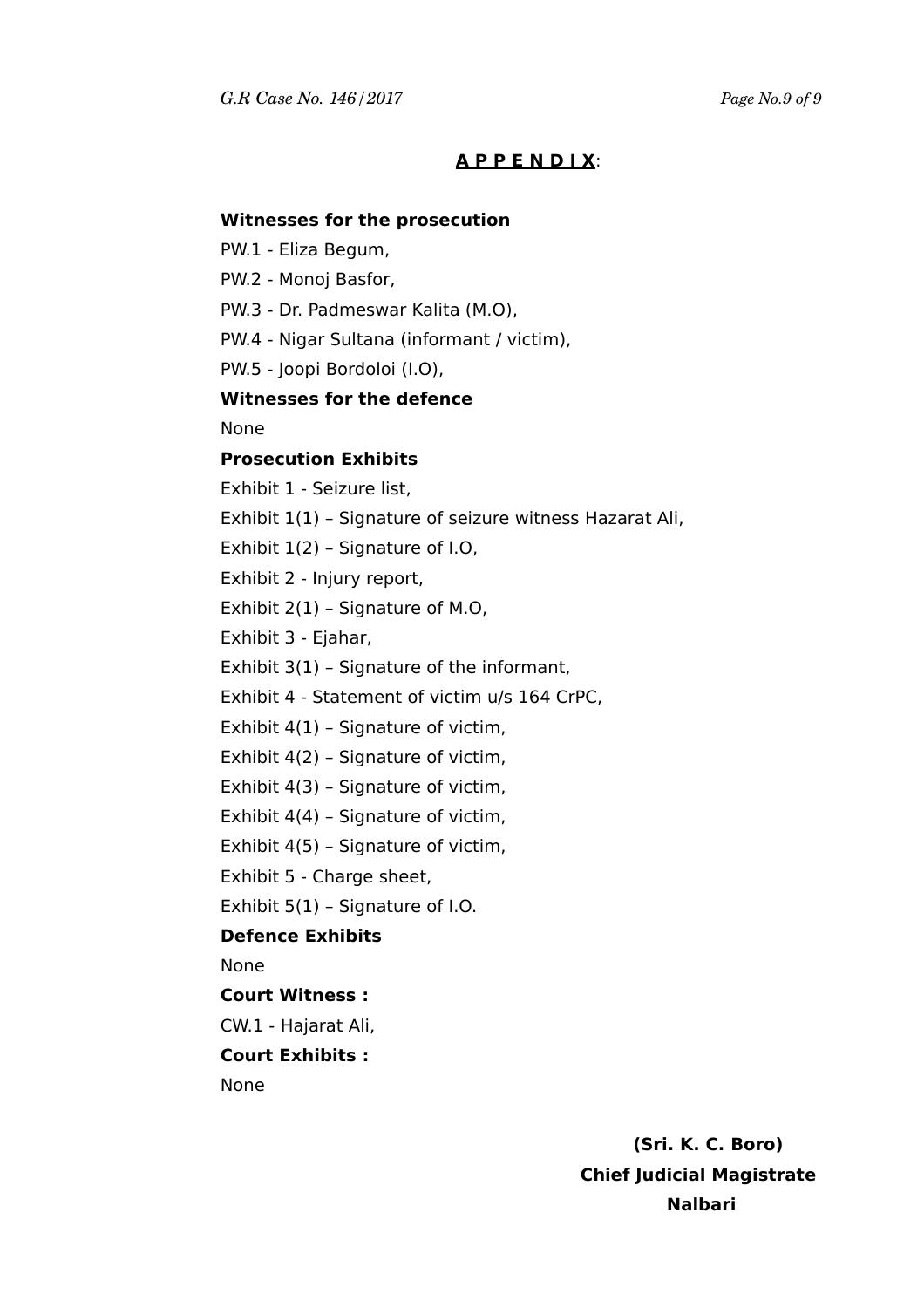## **A P P E N D I X**:

**Witnesses for the prosecution**

PW.1 - Eliza Begum,

PW.2 - Monoj Basfor,

PW.3 - Dr. Padmeswar Kalita (M.O),

PW.4 - Nigar Sultana (informant / victim),

PW.5 - Joopi Bordoloi (I.O),

**Witnesses for the defence**

None

**Prosecution Exhibits**

Exhibit 1 - Seizure list,

Exhibit 1(1) – Signature of seizure witness Hazarat Ali,

Exhibit 1(2) – Signature of I.O,

Exhibit 2 - Injury report,

Exhibit 2(1) – Signature of M.O,

Exhibit 3 - Ejahar,

Exhibit 3(1) – Signature of the informant,

Exhibit 4 - Statement of victim u/s 164 CrPC,

Exhibit 4(1) – Signature of victim,

Exhibit 4(2) – Signature of victim,

Exhibit 4(3) – Signature of victim,

Exhibit 4(4) – Signature of victim,

Exhibit 4(5) – Signature of victim,

Exhibit 5 - Charge sheet,

Exhibit 5(1) – Signature of I.O.

**Defence Exhibits**

None

**Court Witness :**

CW.1 - Hajarat Ali,

**Court Exhibits :**

None

**(Sri. K. C. Boro)**
**Chief Judicial Magistrate**
**Nalbari**